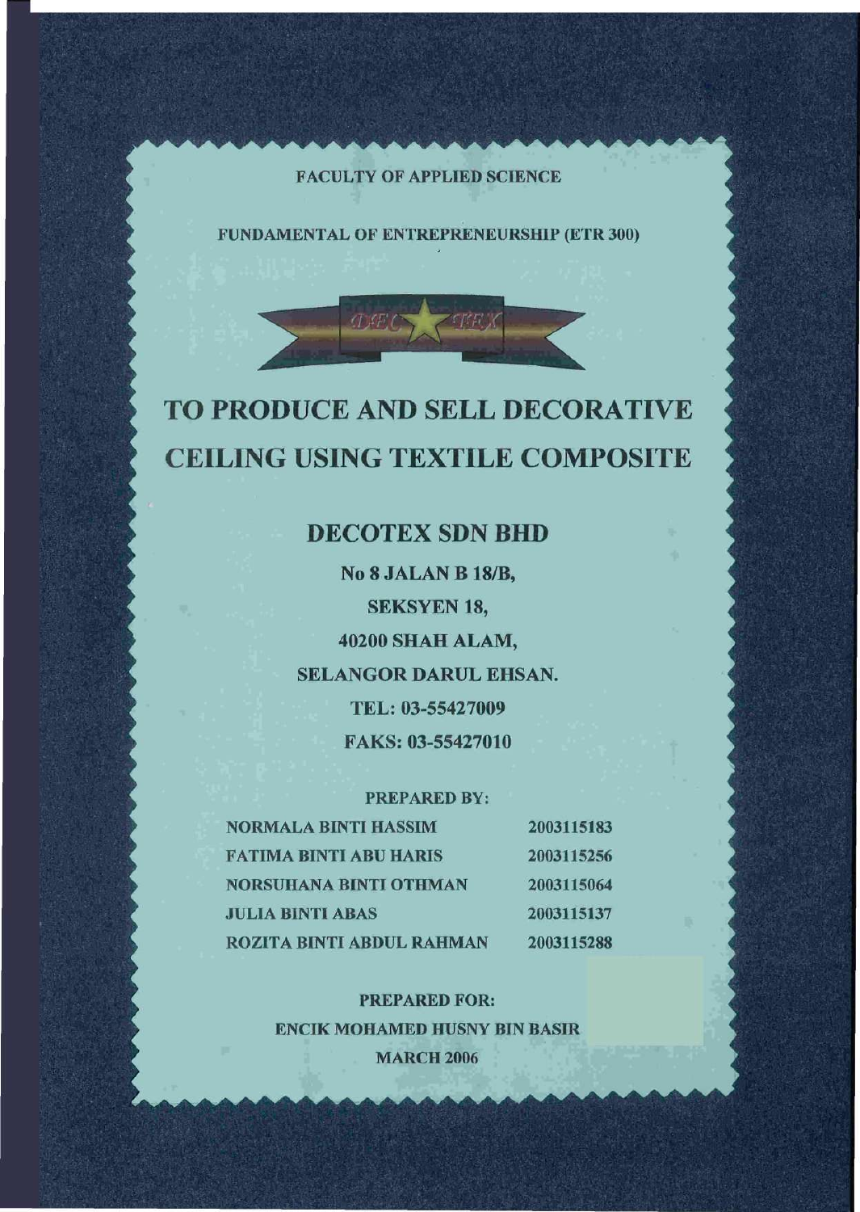FACULTY OF APPLIED SCIENCE

FUNDAMENTAL OF ENTREPRENEURSHIP (ETR 300)

DEC TEX

# TO PRODUCE AND SELL DECORATIVE CEILING USING TEXTILE COMPOSITE

## DECOTEX SDN BHD

No 8 JALAN B 18/B,

SEKSYEN 18,

40200 SHAH ALAM,

SELANGOR DARUL EHSAN.

TEL: 03-55427009

FAKS: 03-55427010

PREPARED BY:

| | |
|---|---|
| NORMALA BINTI HASSIM | 2003115183 |
| FATIMA BINTI ABU HARIS | 2003115256 |
| NORSUHANA BINTI OTHMAN | 2003115064 |
| JULIA BINTI ABAS | 2003115137 |
| ROZITA BINTI ABDUL RAHMAN | 2003115288 |

PREPARED FOR:

ENCIK MOHAMED HUSNY BIN BASIR

MARCH 2006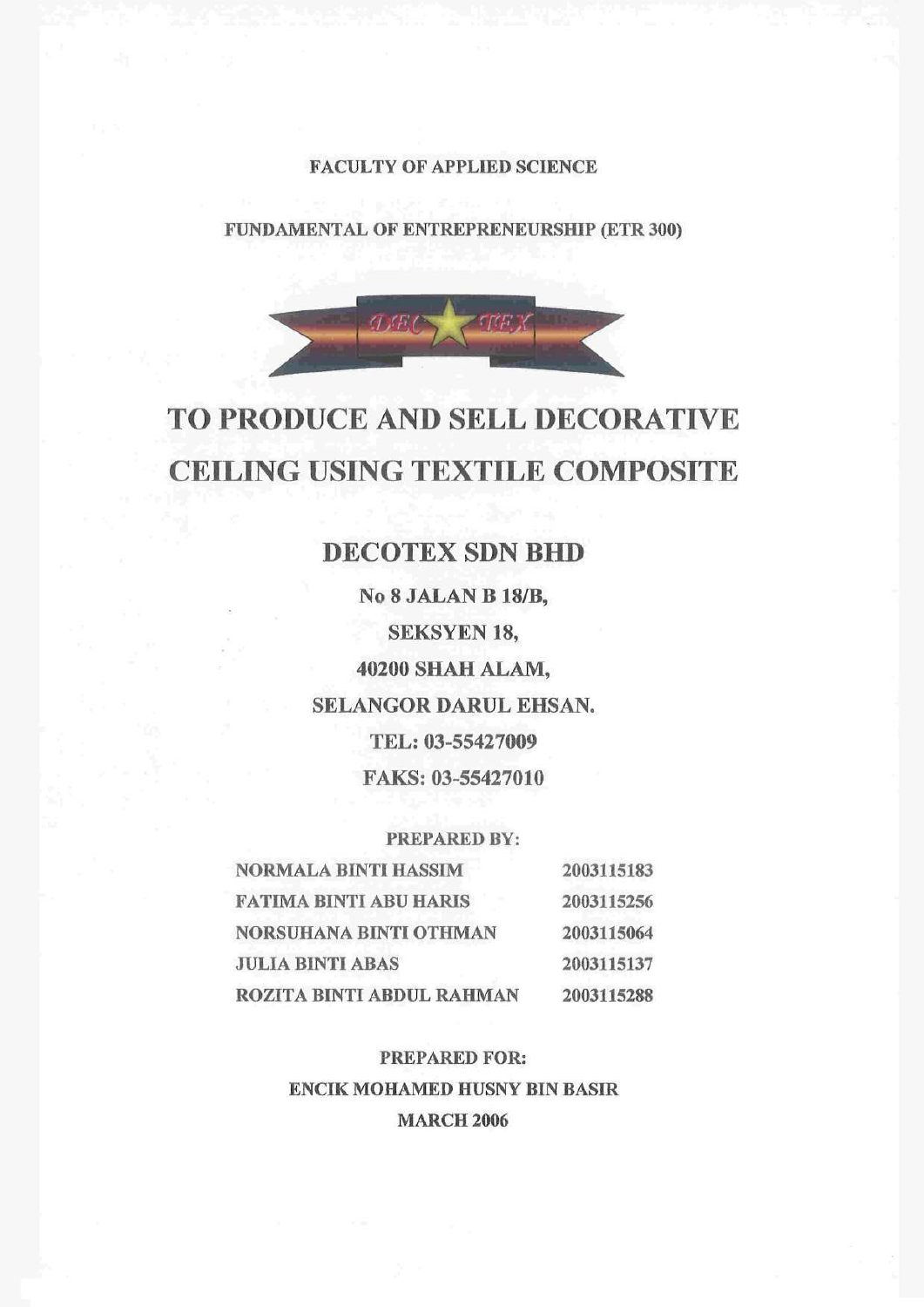**FACULTY OF APPLIED SCIENCE**

**FUNDAMENTAL OF ENTREPRENEURSHIP (ETR 300)**

# TO PRODUCE AND SELL DECORATIVE CEILING USING TEXTILE COMPOSITE

## DECOTEX SDN BHD

**No 8 JALAN B 18/B,**

**SEKSYEN 18,**

**40200 SHAH ALAM,**

**SELANGOR DARUL EHSAN.**

**TEL: 03-55427009**

**FAKS: 03-55427010**

**PREPARED BY:**

| | |
|---|---|
| NORMALA BINTI HASSIM | 2003115183 |
| FATIMA BINTI ABU HARIS | 2003115256 |
| NORSUHANA BINTI OTHMAN | 2003115064 |
| JULIA BINTI ABAS | 2003115137 |
| ROZITA BINTI ABDUL RAHMAN | 2003115288 |

**PREPARED FOR:**

**ENCIK MOHAMED HUSNY BIN BASIR**

**MARCH 2006**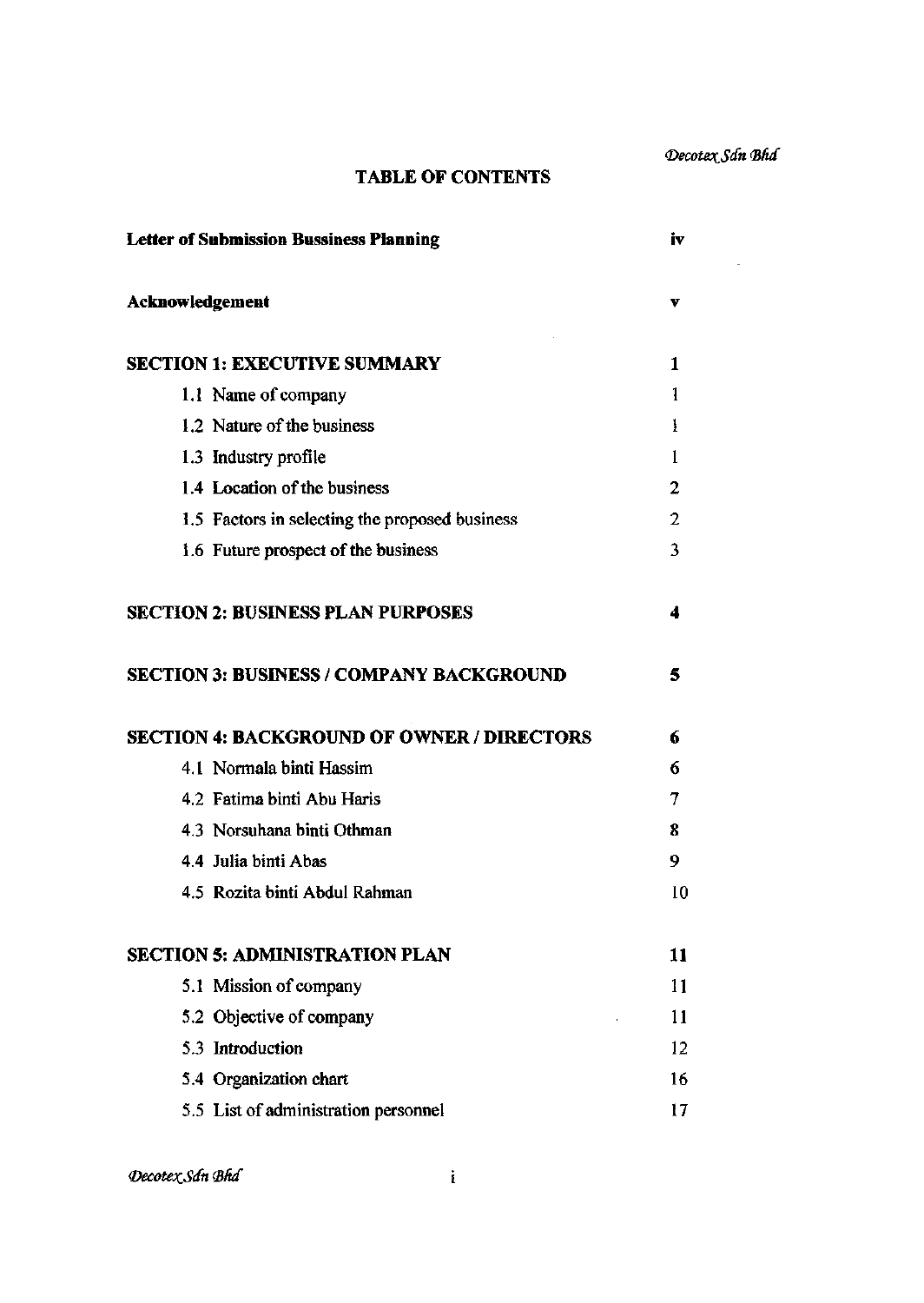# TABLE OF CONTENTS

| | |
|---|---|
| **Letter of Submission Bussiness Planning** | **iv** |
| **Acknowledgement** | **v** |
| **SECTION 1: EXECUTIVE SUMMARY** | **1** |
| 1.1 Name of company | 1 |
| 1.2 Nature of the business | 1 |
| 1.3 Industry profile | 1 |
| 1.4 Location of the business | 2 |
| 1.5 Factors in selecting the proposed business | 2 |
| 1.6 Future prospect of the business | 3 |
| **SECTION 2: BUSINESS PLAN PURPOSES** | **4** |
| **SECTION 3: BUSINESS / COMPANY BACKGROUND** | **5** |
| **SECTION 4: BACKGROUND OF OWNER / DIRECTORS** | **6** |
| 4.1 Normala binti Hassim | 6 |
| 4.2 Fatima binti Abu Haris | 7 |
| 4.3 Norsuhana binti Othman | 8 |
| 4.4 Julia binti Abas | 9 |
| 4.5 Rozita binti Abdul Rahman | 10 |
| **SECTION 5: ADMINISTRATION PLAN** | **11** |
| 5.1 Mission of company | 11 |
| 5.2 Objective of company | 11 |
| 5.3 Introduction | 12 |
| 5.4 Organization chart | 16 |
| 5.5 List of administration personnel | 17 |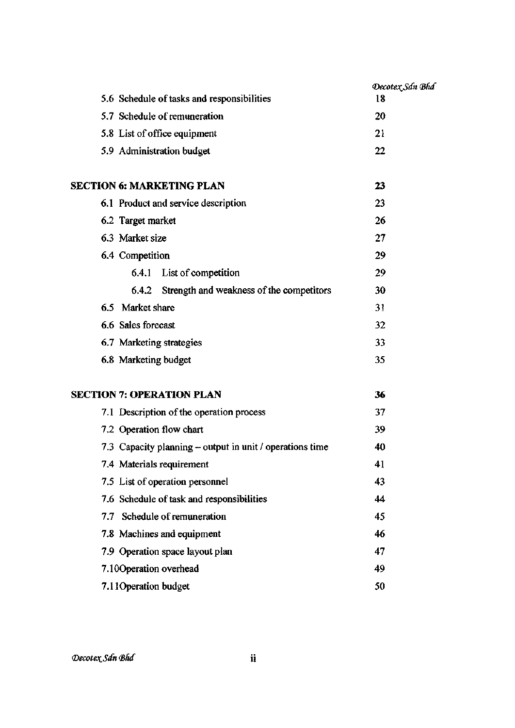| | |
|---|---|
| 5.6 Schedule of tasks and responsibilities | 18 |
| 5.7 Schedule of remuneration | 20 |
| 5.8 List of office equipment | 21 |
| 5.9 Administration budget | 22 |
| | |
| **SECTION 6: MARKETING PLAN** | **23** |
| 6.1 Product and service description | 23 |
| 6.2 Target market | 26 |
| 6.3 Market size | 27 |
| 6.4 Competition | 29 |
| 6.4.1 List of competition | 29 |
| 6.4.2 Strength and weakness of the competitors | 30 |
| 6.5 Market share | 31 |
| 6.6 Sales forecast | 32 |
| 6.7 Marketing strategies | 33 |
| 6.8 Marketing budget | 35 |
| | |
| **SECTION 7: OPERATION PLAN** | **36** |
| 7.1 Description of the operation process | 37 |
| 7.2 Operation flow chart | 39 |
| 7.3 Capacity planning – output in unit / operations time | 40 |
| 7.4 Materials requirement | 41 |
| 7.5 List of operation personnel | 43 |
| 7.6 Schedule of task and responsibilities | 44 |
| 7.7 Schedule of remuneration | 45 |
| 7.8 Machines and equipment | 46 |
| 7.9 Operation space layout plan | 47 |
| 7.10Operation overhead | 49 |
| 7.11Operation budget | 50 |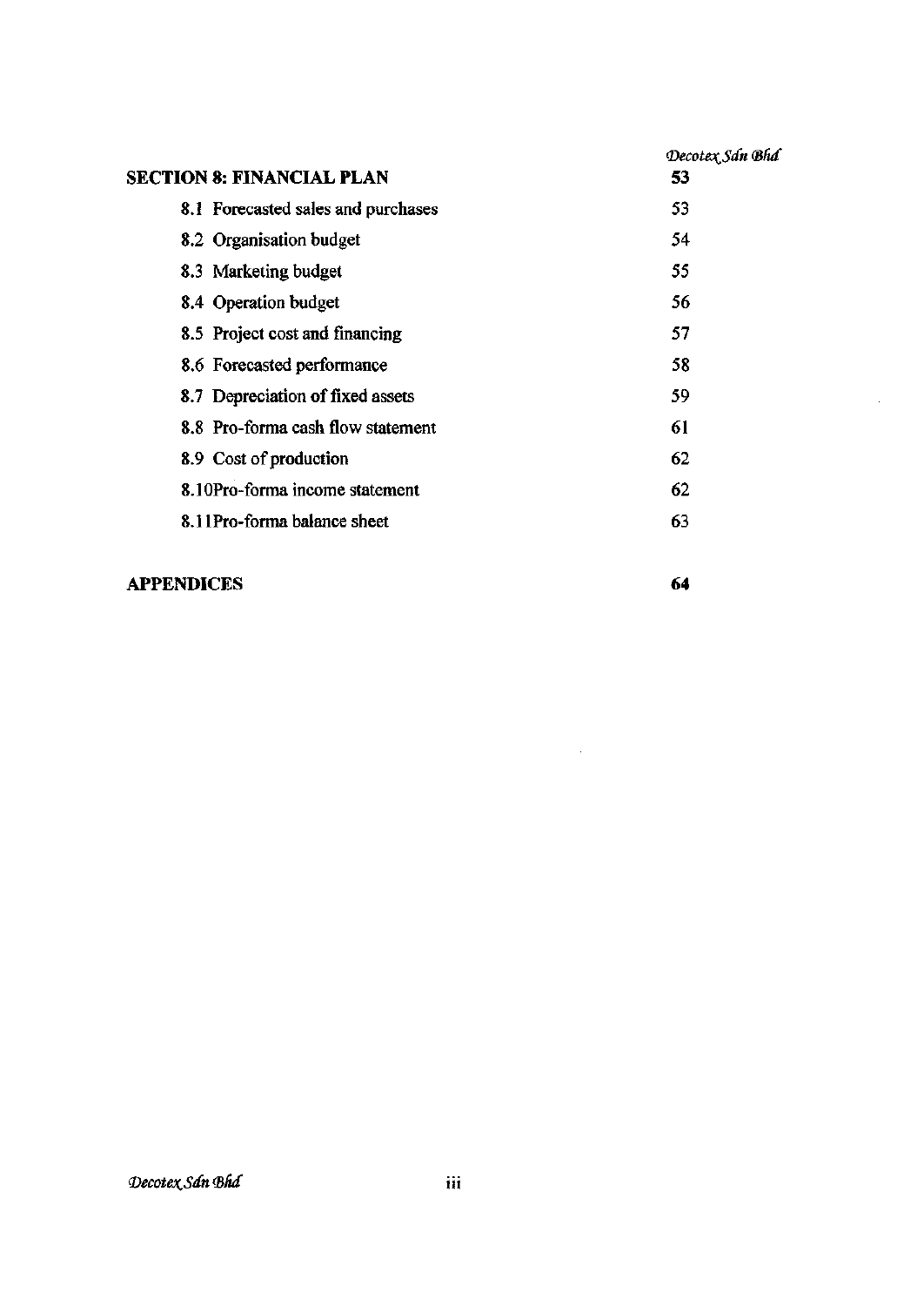| | |
|---|---|
| **SECTION 8: FINANCIAL PLAN** | **53** |
| 8.1 Forecasted sales and purchases | 53 |
| 8.2 Organisation budget | 54 |
| 8.3 Marketing budget | 55 |
| 8.4 Operation budget | 56 |
| 8.5 Project cost and financing | 57 |
| 8.6 Forecasted performance | 58 |
| 8.7 Depreciation of fixed assets | 59 |
| 8.8 Pro-forma cash flow statement | 61 |
| 8.9 Cost of production | 62 |
| 8.10Pro-forma income statement | 62 |
| 8.11Pro-forma balance sheet | 63 |
| **APPENDICES** | **64** |